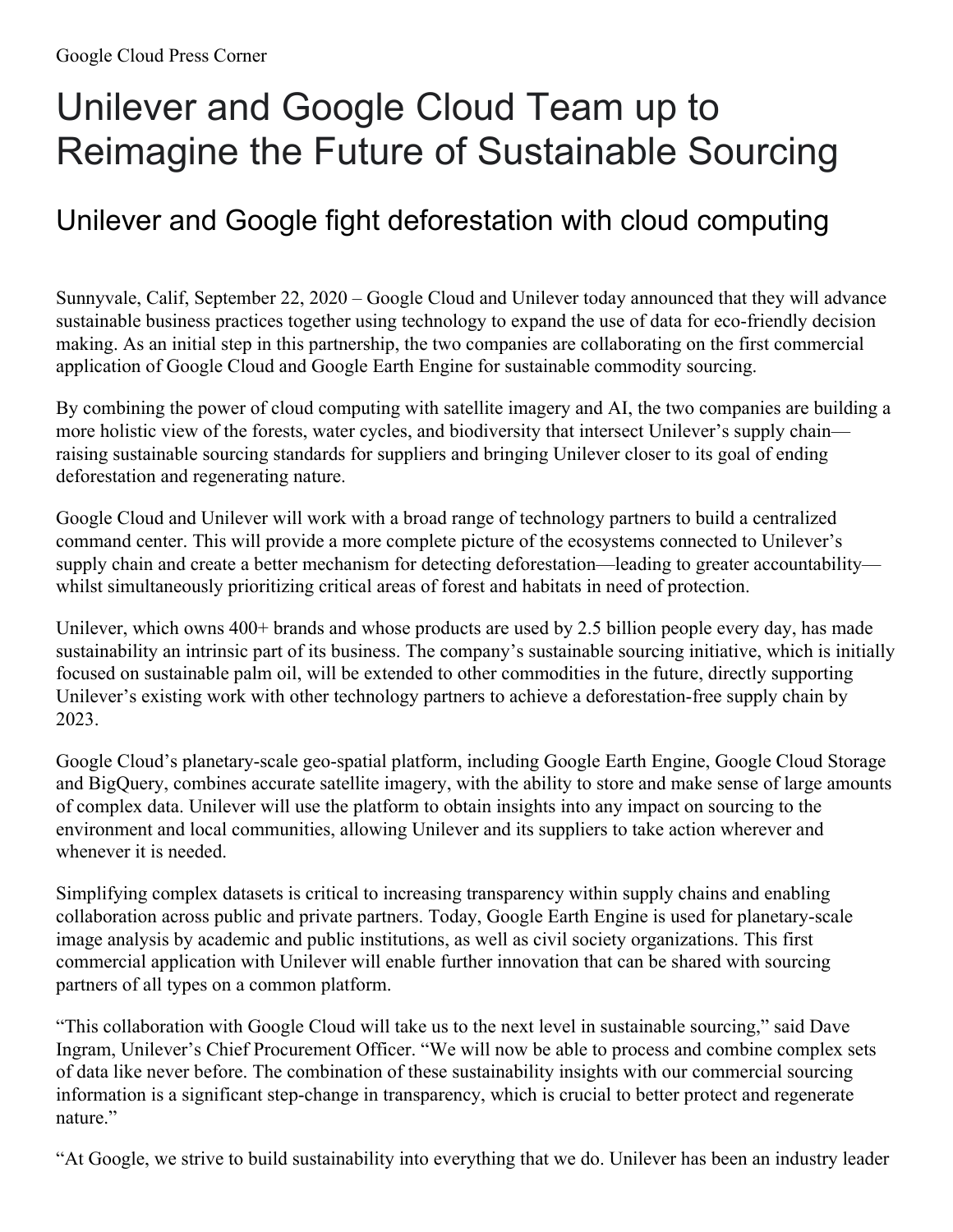Google Cloud Press Corner

# Unilever and Google Cloud Team up to Reimagine the Future of Sustainable Sourcing

## Unilever and Google fight deforestation with cloud computing

Sunnyvale, Calif, September 22, 2020 – Google Cloud and Unilever today announced that they will advance sustainable business practices together using technology to expand the use of data for eco-friendly decision making. As an initial step in this partnership, the two companies are collaborating on the first commercial application of Google Cloud and Google Earth Engine for sustainable commodity sourcing.

By combining the power of cloud computing with satellite imagery and AI, the two companies are building a more holistic view of the forests, water cycles, and biodiversity that intersect Unilever's supply chain—raising sustainable sourcing standards for suppliers and bringing Unilever closer to its goal of ending deforestation and regenerating nature.

Google Cloud and Unilever will work with a broad range of technology partners to build a centralized command center. This will provide a more complete picture of the ecosystems connected to Unilever's supply chain and create a better mechanism for detecting deforestation—leading to greater accountability—whilst simultaneously prioritizing critical areas of forest and habitats in need of protection.

Unilever, which owns 400+ brands and whose products are used by 2.5 billion people every day, has made sustainability an intrinsic part of its business. The company's sustainable sourcing initiative, which is initially focused on sustainable palm oil, will be extended to other commodities in the future, directly supporting Unilever's existing work with other technology partners to achieve a deforestation-free supply chain by 2023.

Google Cloud's planetary-scale geo-spatial platform, including Google Earth Engine, Google Cloud Storage and BigQuery, combines accurate satellite imagery, with the ability to store and make sense of large amounts of complex data. Unilever will use the platform to obtain insights into any impact on sourcing to the environment and local communities, allowing Unilever and its suppliers to take action wherever and whenever it is needed.

Simplifying complex datasets is critical to increasing transparency within supply chains and enabling collaboration across public and private partners. Today, Google Earth Engine is used for planetary-scale image analysis by academic and public institutions, as well as civil society organizations. This first commercial application with Unilever will enable further innovation that can be shared with sourcing partners of all types on a common platform.

"This collaboration with Google Cloud will take us to the next level in sustainable sourcing," said Dave Ingram, Unilever's Chief Procurement Officer. "We will now be able to process and combine complex sets of data like never before. The combination of these sustainability insights with our commercial sourcing information is a significant step-change in transparency, which is crucial to better protect and regenerate nature."

"At Google, we strive to build sustainability into everything that we do. Unilever has been an industry leader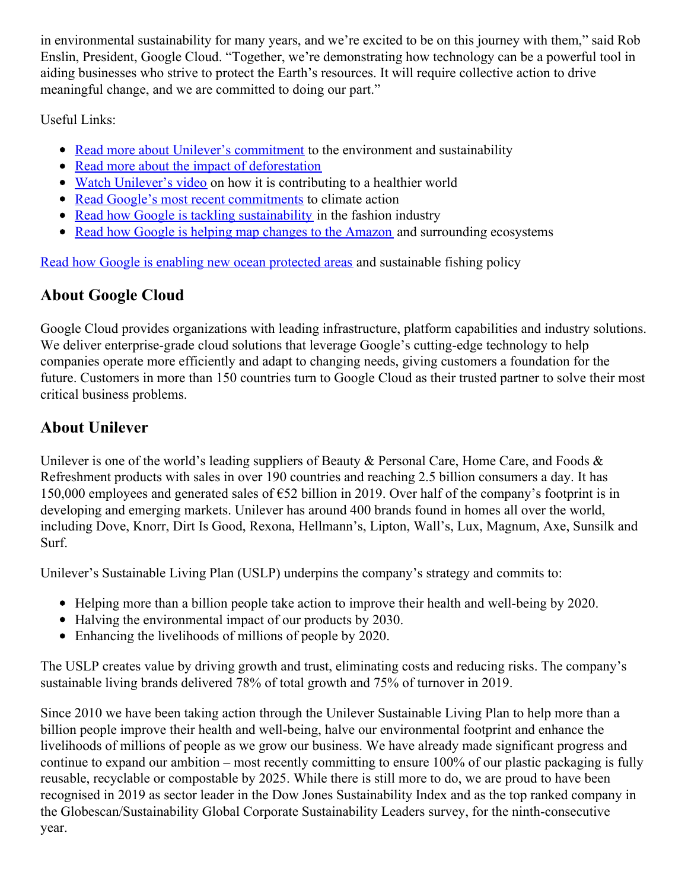in environmental sustainability for many years, and we're excited to be on this journey with them," said Rob Enslin, President, Google Cloud. "Together, we're demonstrating how technology can be a powerful tool in aiding businesses who strive to protect the Earth's resources. It will require collective action to drive meaningful change, and we are committed to doing our part."

Useful Links:

- Read more about Unilever's commitment to the environment and sustainability
- Read more about the impact of deforestation
- Watch Unilever's video on how it is contributing to a healthier world
- Read Google's most recent commitments to climate action
- Read how Google is tackling sustainability in the fashion industry
- Read how Google is helping map changes to the Amazon and surrounding ecosystems

Read how Google is enabling new ocean protected areas and sustainable fishing policy

## About Google Cloud

Google Cloud provides organizations with leading infrastructure, platform capabilities and industry solutions. We deliver enterprise-grade cloud solutions that leverage Google's cutting-edge technology to help companies operate more efficiently and adapt to changing needs, giving customers a foundation for the future. Customers in more than 150 countries turn to Google Cloud as their trusted partner to solve their most critical business problems.

## About Unilever

Unilever is one of the world's leading suppliers of Beauty & Personal Care, Home Care, and Foods & Refreshment products with sales in over 190 countries and reaching 2.5 billion consumers a day. It has 150,000 employees and generated sales of €52 billion in 2019. Over half of the company's footprint is in developing and emerging markets. Unilever has around 400 brands found in homes all over the world, including Dove, Knorr, Dirt Is Good, Rexona, Hellmann's, Lipton, Wall's, Lux, Magnum, Axe, Sunsilk and Surf.

Unilever's Sustainable Living Plan (USLP) underpins the company's strategy and commits to:

- Helping more than a billion people take action to improve their health and well-being by 2020.
- Halving the environmental impact of our products by 2030.
- Enhancing the livelihoods of millions of people by 2020.

The USLP creates value by driving growth and trust, eliminating costs and reducing risks. The company's sustainable living brands delivered 78% of total growth and 75% of turnover in 2019.

Since 2010 we have been taking action through the Unilever Sustainable Living Plan to help more than a billion people improve their health and well-being, halve our environmental footprint and enhance the livelihoods of millions of people as we grow our business. We have already made significant progress and continue to expand our ambition – most recently committing to ensure 100% of our plastic packaging is fully reusable, recyclable or compostable by 2025. While there is still more to do, we are proud to have been recognised in 2019 as sector leader in the Dow Jones Sustainability Index and as the top ranked company in the Globescan/Sustainability Global Corporate Sustainability Leaders survey, for the ninth-consecutive year.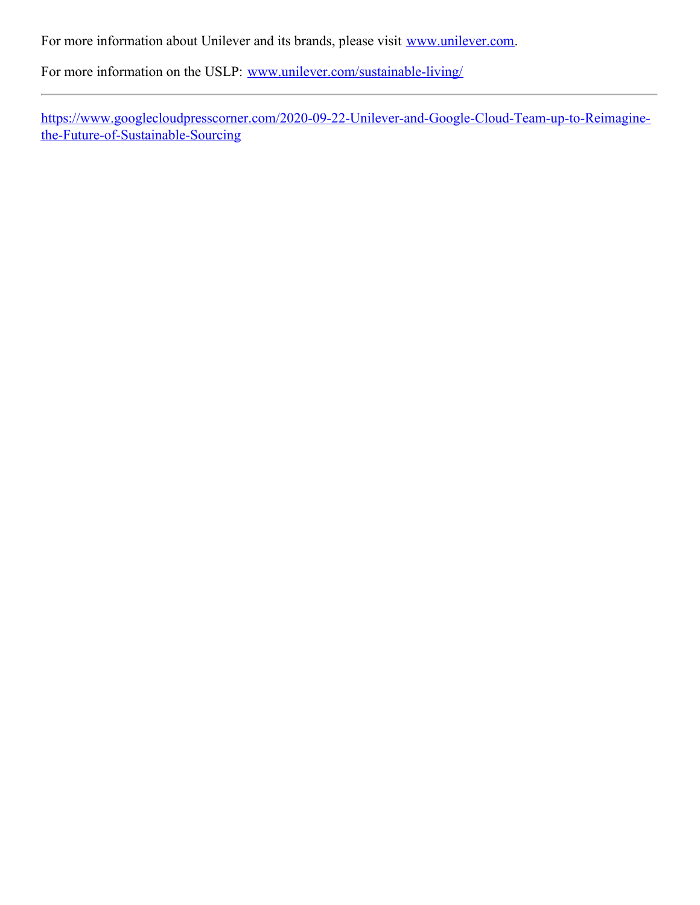For more information about Unilever and its brands, please visit [www.unilever.com](www.unilever.com).

For more information on the USLP: [www.unilever.com/sustainable-living/](www.unilever.com/sustainable-living/)

---

[https://www.googlecloudpresscorner.com/2020-09-22-Unilever-and-Google-Cloud-Team-up-to-Reimagine-the-Future-of-Sustainable-Sourcing](https://www.googlecloudpresscorner.com/2020-09-22-Unilever-and-Google-Cloud-Team-up-to-Reimagine-the-Future-of-Sustainable-Sourcing)